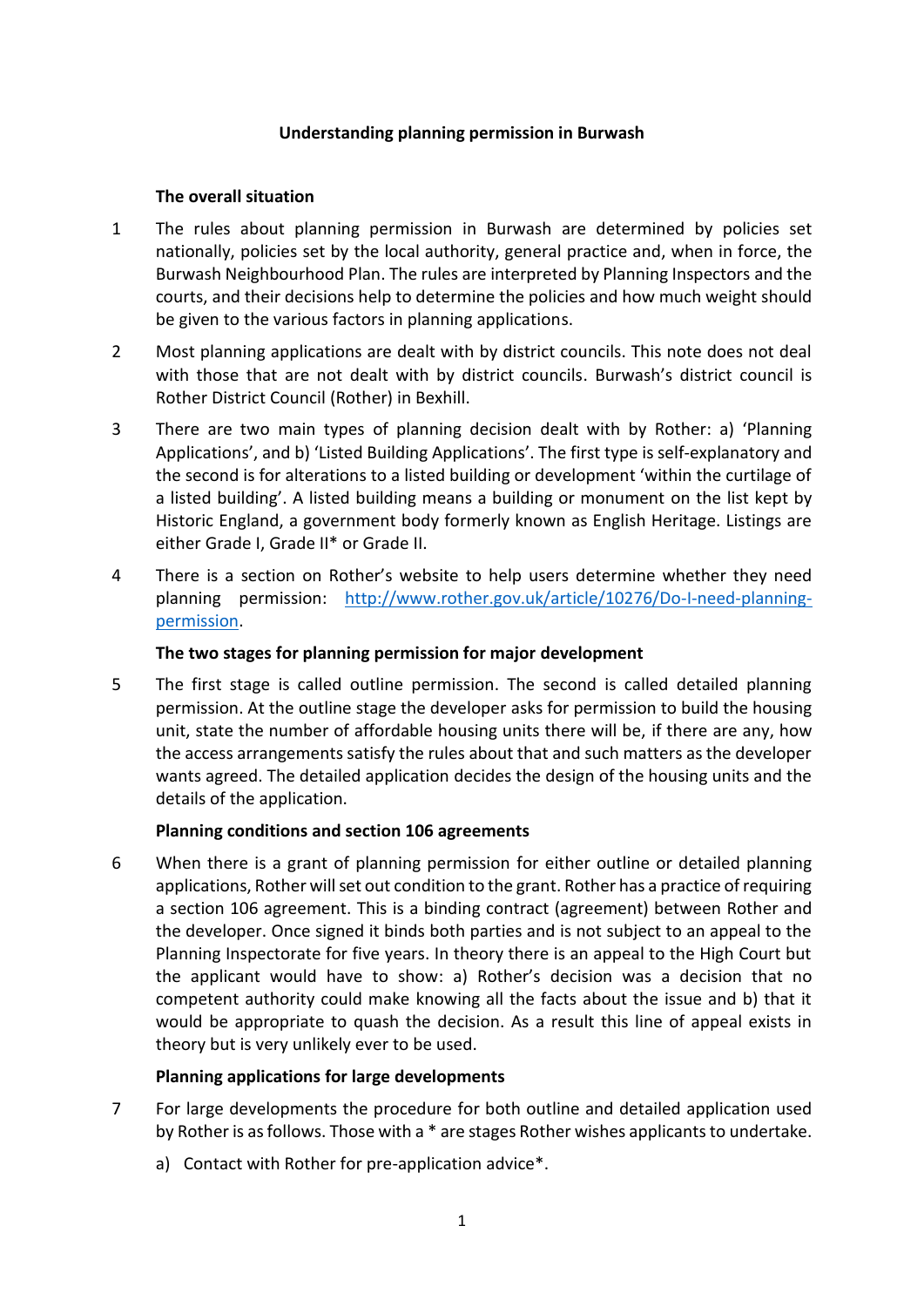# Understanding planning permission in Burwash

## The overall situation

1 The rules about planning permission in Burwash are determined by policies set nationally, policies set by the local authority, general practice and, when in force, the Burwash Neighbourhood Plan. The rules are interpreted by Planning Inspectors and the courts, and their decisions help to determine the policies and how much weight should be given to the various factors in planning applications.

2 Most planning applications are dealt with by district councils. This note does not deal with those that are not dealt with by district councils. Burwash's district council is Rother District Council (Rother) in Bexhill.

3 There are two main types of planning decision dealt with by Rother: a) 'Planning Applications', and b) 'Listed Building Applications'. The first type is self-explanatory and the second is for alterations to a listed building or development 'within the curtilage of a listed building'. A listed building means a building or monument on the list kept by Historic England, a government body formerly known as English Heritage. Listings are either Grade I, Grade II* or Grade II.

4 There is a section on Rother's website to help users determine whether they need planning permission: [http://www.rother.gov.uk/article/10276/Do-I-need-planning-permission](http://www.rother.gov.uk/article/10276/Do-I-need-planning-permission).

## The two stages for planning permission for major development

5 The first stage is called outline permission. The second is called detailed planning permission. At the outline stage the developer asks for permission to build the housing unit, state the number of affordable housing units there will be, if there are any, how the access arrangements satisfy the rules about that and such matters as the developer wants agreed. The detailed application decides the design of the housing units and the details of the application.

## Planning conditions and section 106 agreements

6 When there is a grant of planning permission for either outline or detailed planning applications, Rother will set out condition to the grant. Rother has a practice of requiring a section 106 agreement. This is a binding contract (agreement) between Rother and the developer. Once signed it binds both parties and is not subject to an appeal to the Planning Inspectorate for five years. In theory there is an appeal to the High Court but the applicant would have to show: a) Rother's decision was a decision that no competent authority could make knowing all the facts about the issue and b) that it would be appropriate to quash the decision. As a result this line of appeal exists in theory but is very unlikely ever to be used.

## Planning applications for large developments

7 For large developments the procedure for both outline and detailed application used by Rother is as follows. Those with a * are stages Rother wishes applicants to undertake.

a) Contact with Rother for pre-application advice*.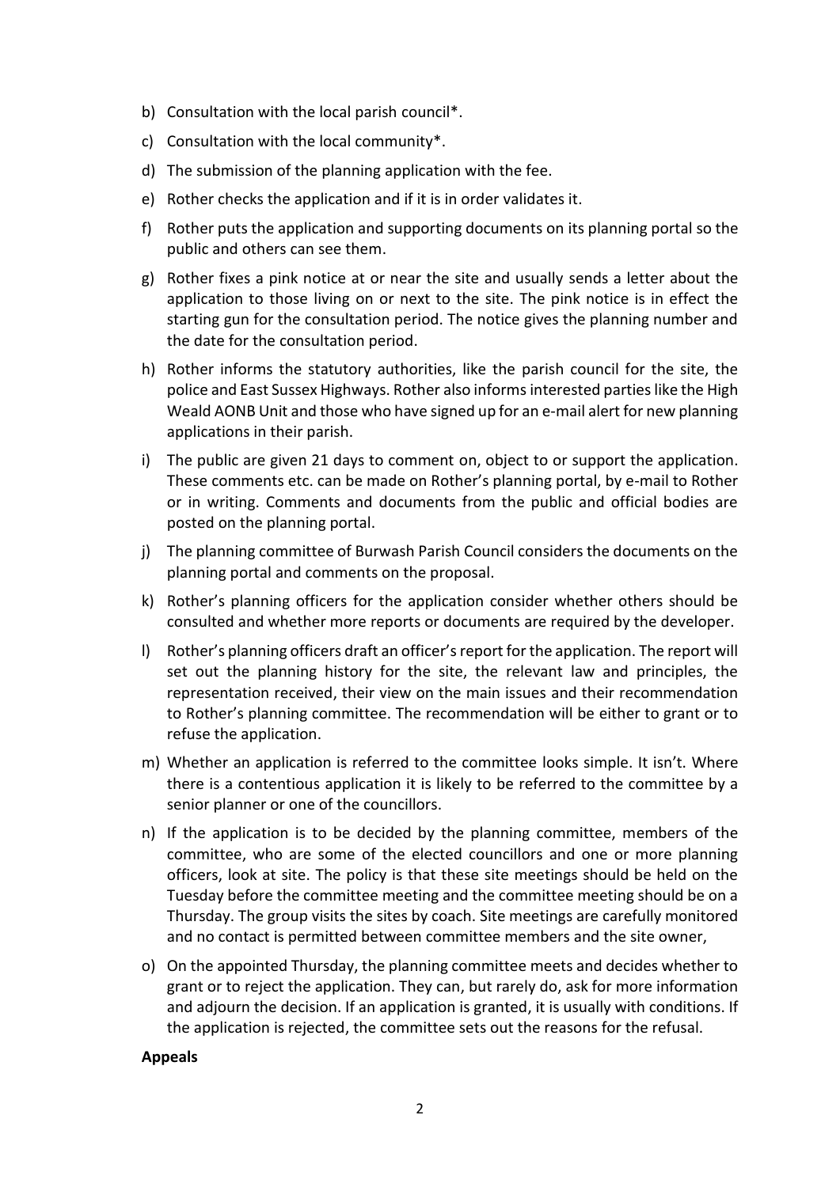b) Consultation with the local parish council*.

c) Consultation with the local community*.

d) The submission of the planning application with the fee.

e) Rother checks the application and if it is in order validates it.

f) Rother puts the application and supporting documents on its planning portal so the public and others can see them.

g) Rother fixes a pink notice at or near the site and usually sends a letter about the application to those living on or next to the site. The pink notice is in effect the starting gun for the consultation period. The notice gives the planning number and the date for the consultation period.

h) Rother informs the statutory authorities, like the parish council for the site, the police and East Sussex Highways. Rother also informs interested parties like the High Weald AONB Unit and those who have signed up for an e-mail alert for new planning applications in their parish.

i) The public are given 21 days to comment on, object to or support the application. These comments etc. can be made on Rother's planning portal, by e-mail to Rother or in writing. Comments and documents from the public and official bodies are posted on the planning portal.

j) The planning committee of Burwash Parish Council considers the documents on the planning portal and comments on the proposal.

k) Rother's planning officers for the application consider whether others should be consulted and whether more reports or documents are required by the developer.

l) Rother's planning officers draft an officer's report for the application. The report will set out the planning history for the site, the relevant law and principles, the representation received, their view on the main issues and their recommendation to Rother's planning committee. The recommendation will be either to grant or to refuse the application.

m) Whether an application is referred to the committee looks simple. It isn't. Where there is a contentious application it is likely to be referred to the committee by a senior planner or one of the councillors.

n) If the application is to be decided by the planning committee, members of the committee, who are some of the elected councillors and one or more planning officers, look at site. The policy is that these site meetings should be held on the Tuesday before the committee meeting and the committee meeting should be on a Thursday. The group visits the sites by coach. Site meetings are carefully monitored and no contact is permitted between committee members and the site owner,

o) On the appointed Thursday, the planning committee meets and decides whether to grant or to reject the application. They can, but rarely do, ask for more information and adjourn the decision. If an application is granted, it is usually with conditions. If the application is rejected, the committee sets out the reasons for the refusal.

**Appeals**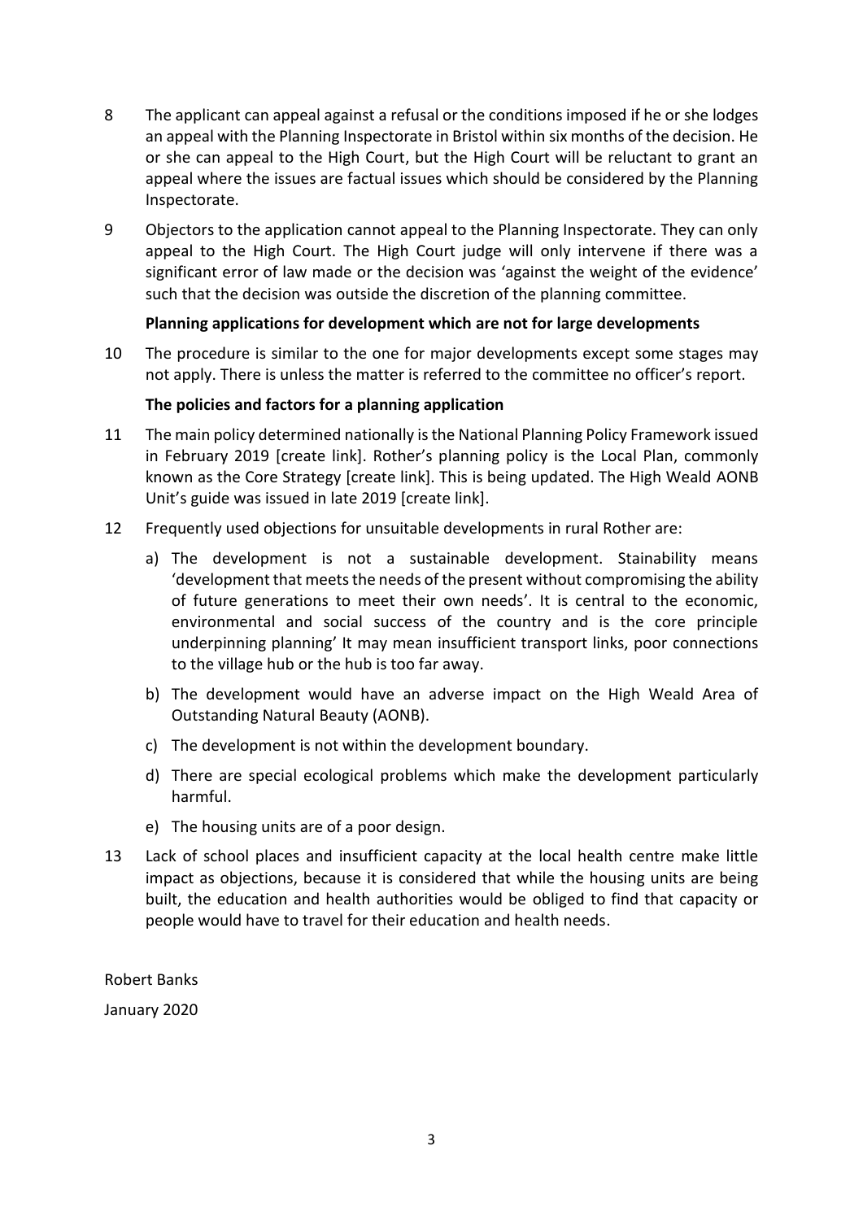8 The applicant can appeal against a refusal or the conditions imposed if he or she lodges an appeal with the Planning Inspectorate in Bristol within six months of the decision. He or she can appeal to the High Court, but the High Court will be reluctant to grant an appeal where the issues are factual issues which should be considered by the Planning Inspectorate.

9 Objectors to the application cannot appeal to the Planning Inspectorate. They can only appeal to the High Court. The High Court judge will only intervene if there was a significant error of law made or the decision was 'against the weight of the evidence' such that the decision was outside the discretion of the planning committee.

**Planning applications for development which are not for large developments**

10 The procedure is similar to the one for major developments except some stages may not apply. There is unless the matter is referred to the committee no officer's report.

**The policies and factors for a planning application**

11 The main policy determined nationally is the National Planning Policy Framework issued in February 2019 [create link]. Rother's planning policy is the Local Plan, commonly known as the Core Strategy [create link]. This is being updated. The High Weald AONB Unit's guide was issued in late 2019 [create link].

12 Frequently used objections for unsuitable developments in rural Rother are:

a) The development is not a sustainable development. Stainability means 'development that meets the needs of the present without compromising the ability of future generations to meet their own needs'. It is central to the economic, environmental and social success of the country and is the core principle underpinning planning' It may mean insufficient transport links, poor connections to the village hub or the hub is too far away.

b) The development would have an adverse impact on the High Weald Area of Outstanding Natural Beauty (AONB).

c) The development is not within the development boundary.

d) There are special ecological problems which make the development particularly harmful.

e) The housing units are of a poor design.

13 Lack of school places and insufficient capacity at the local health centre make little impact as objections, because it is considered that while the housing units are being built, the education and health authorities would be obliged to find that capacity or people would have to travel for their education and health needs.

Robert Banks

January 2020